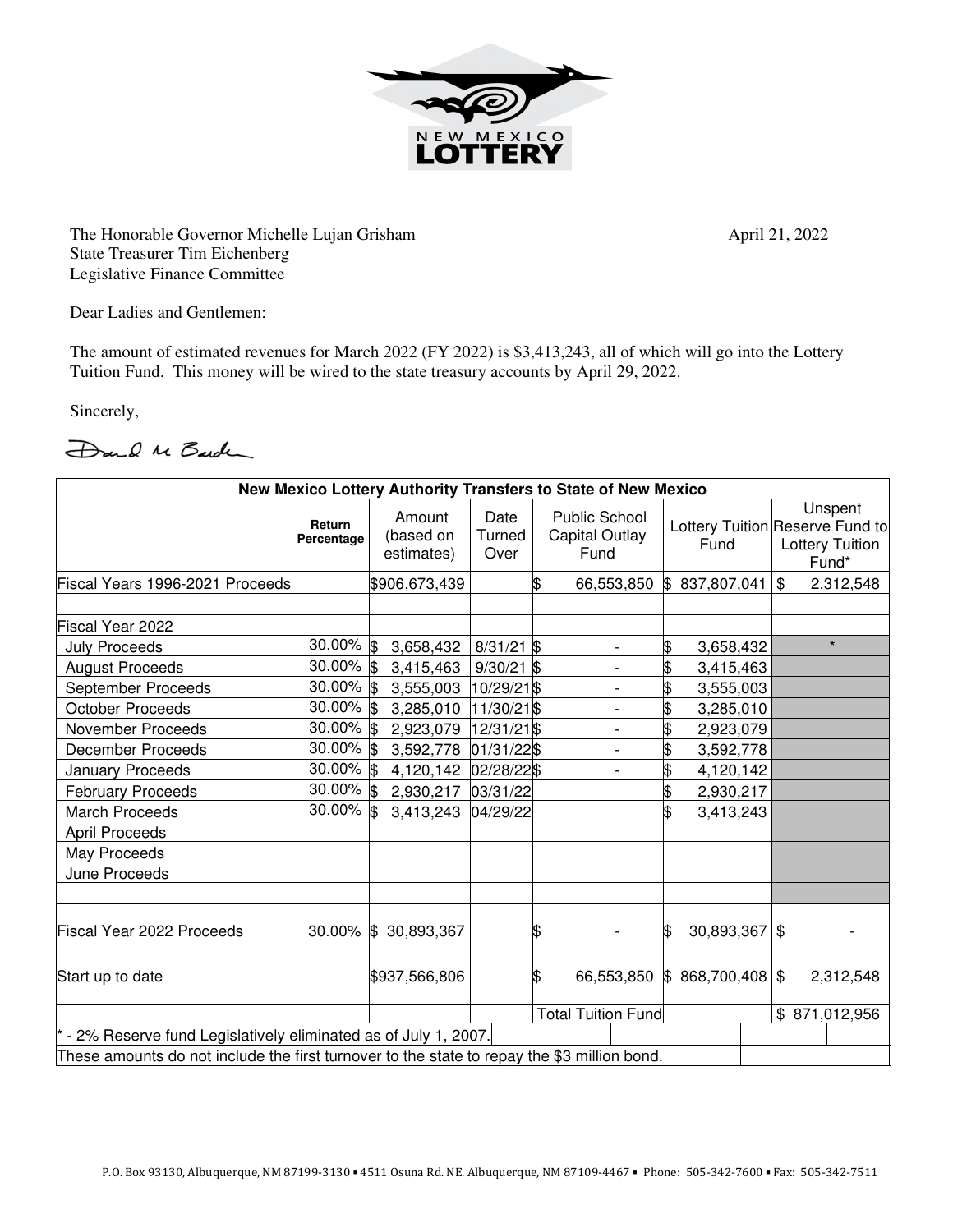NEW MEXICO LOTTERY

The Honorable Governor Michelle Lujan Grisham
State Treasurer Tim Eichenberg
Legislative Finance Committee

April 21, 2022

Dear Ladies and Gentlemen:

The amount of estimated revenues for March 2022 (FY 2022) is $3,413,243, all of which will go into the Lottery Tuition Fund. This money will be wired to the state treasury accounts by April 29, 2022.

Sincerely,

David M Barden

| New Mexico Lottery Authority Transfers to State of New Mexico | | | | | | |
|---|---|---|---|---|---|---|
| | Return Percentage | Amount (based on estimates) | Date Turned Over | Public School Capital Outlay Fund | Lottery Tuition Fund | Unspent Reserve Fund to Lottery Tuition Fund* |
| Fiscal Years 1996-2021 Proceeds | | $906,673,439 | | $ 66,553,850 | $ 837,807,041 | $ 2,312,548 |
| | | | | | | |
| Fiscal Year 2022 | | | | | | |
| July Proceeds | 30.00% | $ 3,658,432 | 8/31/21 | $ - | $ 3,658,432 | * |
| August Proceeds | 30.00% | $ 3,415,463 | 9/30/21 | $ - | $ 3,415,463 | |
| September Proceeds | 30.00% | $ 3,555,003 | 10/29/21 | $ - | $ 3,555,003 | |
| October Proceeds | 30.00% | $ 3,285,010 | 11/30/21 | $ - | $ 3,285,010 | |
| November Proceeds | 30.00% | $ 2,923,079 | 12/31/21 | $ - | $ 2,923,079 | |
| December Proceeds | 30.00% | $ 3,592,778 | 01/31/22 | $ - | $ 3,592,778 | |
| January Proceeds | 30.00% | $ 4,120,142 | 02/28/22 | $ - | $ 4,120,142 | |
| February Proceeds | 30.00% | $ 2,930,217 | 03/31/22 | | $ 2,930,217 | |
| March Proceeds | 30.00% | $ 3,413,243 | 04/29/22 | | $ 3,413,243 | |
| April Proceeds | | | | | | |
| May Proceeds | | | | | | |
| June Proceeds | | | | | | |
| | | | | | | |
| Fiscal Year 2022 Proceeds | 30.00% | $ 30,893,367 | | $ - | $ 30,893,367 | $ - |
| | | | | | | |
| Start up to date | | $937,566,806 | | $ 66,553,850 | $ 868,700,408 | $ 2,312,548 |
| | | | | | | |
| | | | | Total Tuition Fund | | $ 871,012,956 |

* - 2% Reserve fund Legislatively eliminated as of July 1, 2007.

These amounts do not include the first turnover to the state to repay the $3 million bond.

P.O. Box 93130, Albuquerque, NM 87199-3130 ▪ 4511 Osuna Rd. NE. Albuquerque, NM 87109-4467 ▪ Phone: 505-342-7600 ▪ Fax: 505-342-7511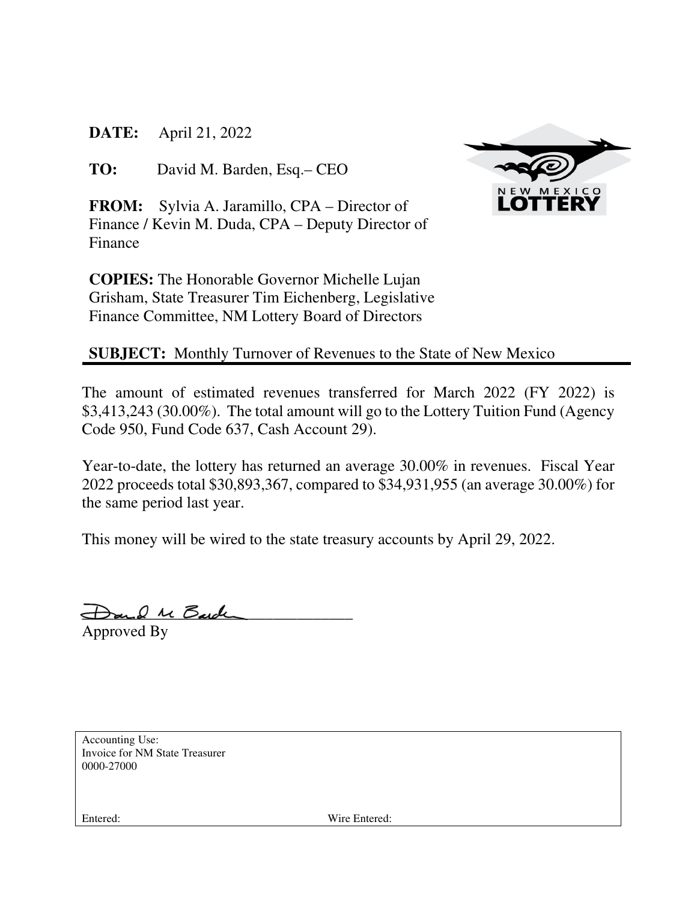**DATE:** April 21, 2022

**TO:** David M. Barden, Esq.– CEO

**FROM:** Sylvia A. Jaramillo, CPA – Director of Finance / Kevin M. Duda, CPA – Deputy Director of Finance

NEW MEXICO LOTTERY

**COPIES:** The Honorable Governor Michelle Lujan Grisham, State Treasurer Tim Eichenberg, Legislative Finance Committee, NM Lottery Board of Directors

**SUBJECT:** Monthly Turnover of Revenues to the State of New Mexico

---

The amount of estimated revenues transferred for March 2022 (FY 2022) is $3,413,243 (30.00%). The total amount will go to the Lottery Tuition Fund (Agency Code 950, Fund Code 637, Cash Account 29).

Year-to-date, the lottery has returned an average 30.00% in revenues. Fiscal Year 2022 proceeds total $30,893,367, compared to $34,931,955 (an average 30.00%) for the same period last year.

This money will be wired to the state treasury accounts by April 29, 2022.

David M Barden

Approved By

Accounting Use:
Invoice for NM State Treasurer
0000-27000

Entered: Wire Entered: